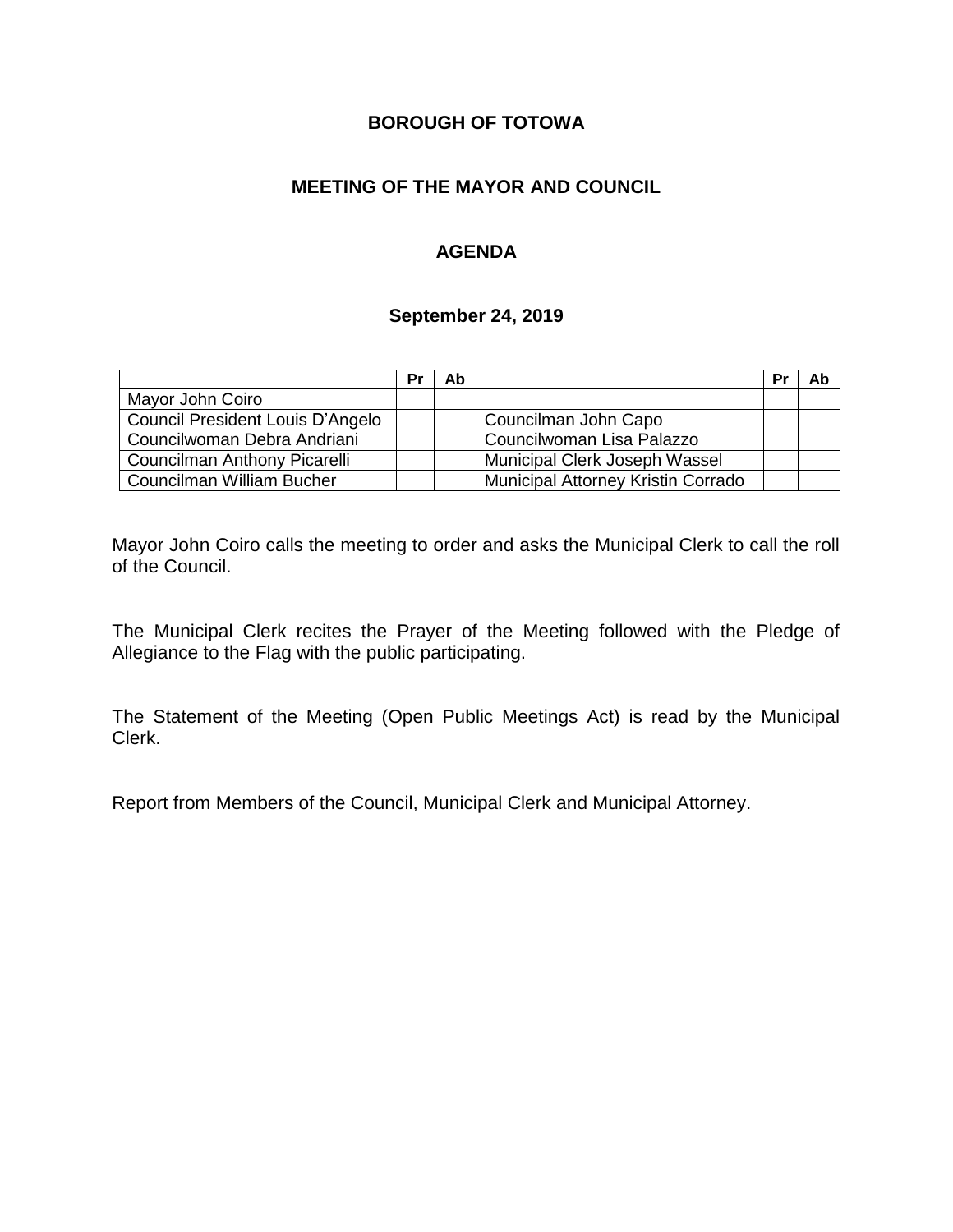**BOROUGH OF TOTOWA**

**MEETING OF THE MAYOR AND COUNCIL**

**AGENDA**

**September 24, 2019**

| | Pr | Ab | | Pr | Ab |
|---|---|---|---|---|---|
| Mayor John Coiro | | | | | |
| Council President Louis D'Angelo | | | Councilman John Capo | | |
| Councilwoman Debra Andriani | | | Councilwoman Lisa Palazzo | | |
| Councilman Anthony Picarelli | | | Municipal Clerk Joseph Wassel | | |
| Councilman William Bucher | | | Municipal Attorney Kristin Corrado | | |

Mayor John Coiro calls the meeting to order and asks the Municipal Clerk to call the roll of the Council.

The Municipal Clerk recites the Prayer of the Meeting followed with the Pledge of Allegiance to the Flag with the public participating.

The Statement of the Meeting (Open Public Meetings Act) is read by the Municipal Clerk.

Report from Members of the Council, Municipal Clerk and Municipal Attorney.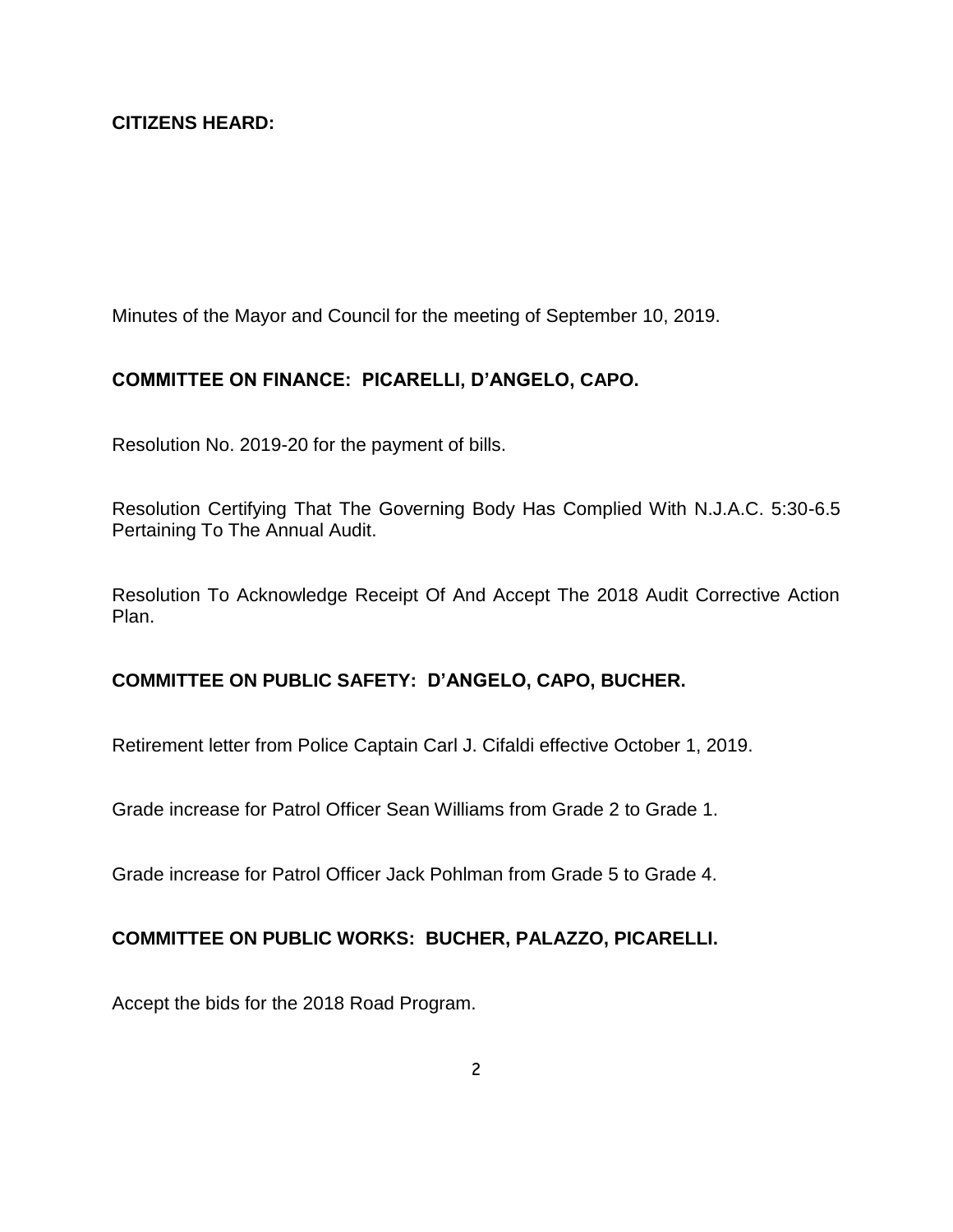**CITIZENS HEARD:**

Minutes of the Mayor and Council for the meeting of September 10, 2019.

**COMMITTEE ON FINANCE: PICARELLI, D'ANGELO, CAPO.**

Resolution No. 2019-20 for the payment of bills.

Resolution Certifying That The Governing Body Has Complied With N.J.A.C. 5:30-6.5 Pertaining To The Annual Audit.

Resolution To Acknowledge Receipt Of And Accept The 2018 Audit Corrective Action Plan.

**COMMITTEE ON PUBLIC SAFETY: D'ANGELO, CAPO, BUCHER.**

Retirement letter from Police Captain Carl J. Cifaldi effective October 1, 2019.

Grade increase for Patrol Officer Sean Williams from Grade 2 to Grade 1.

Grade increase for Patrol Officer Jack Pohlman from Grade 5 to Grade 4.

**COMMITTEE ON PUBLIC WORKS: BUCHER, PALAZZO, PICARELLI.**

Accept the bids for the 2018 Road Program.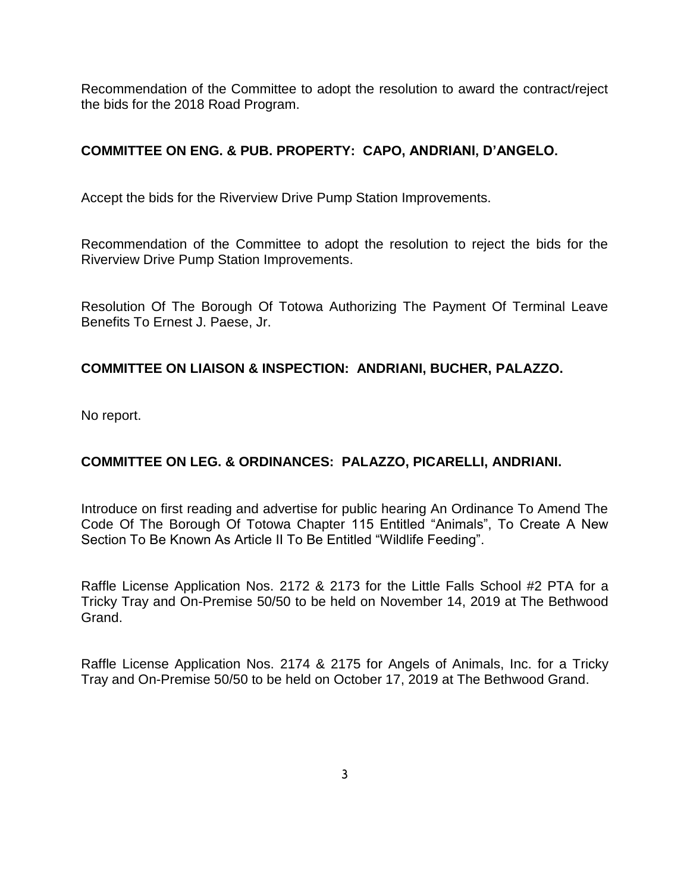Recommendation of the Committee to adopt the resolution to award the contract/reject the bids for the 2018 Road Program.

**COMMITTEE ON ENG. & PUB. PROPERTY: CAPO, ANDRIANI, D'ANGELO.**

Accept the bids for the Riverview Drive Pump Station Improvements.

Recommendation of the Committee to adopt the resolution to reject the bids for the Riverview Drive Pump Station Improvements.

Resolution Of The Borough Of Totowa Authorizing The Payment Of Terminal Leave Benefits To Ernest J. Paese, Jr.

**COMMITTEE ON LIAISON & INSPECTION: ANDRIANI, BUCHER, PALAZZO.**

No report.

**COMMITTEE ON LEG. & ORDINANCES: PALAZZO, PICARELLI, ANDRIANI.**

Introduce on first reading and advertise for public hearing An Ordinance To Amend The Code Of The Borough Of Totowa Chapter 115 Entitled "Animals", To Create A New Section To Be Known As Article II To Be Entitled "Wildlife Feeding".

Raffle License Application Nos. 2172 & 2173 for the Little Falls School #2 PTA for a Tricky Tray and On-Premise 50/50 to be held on November 14, 2019 at The Bethwood Grand.

Raffle License Application Nos. 2174 & 2175 for Angels of Animals, Inc. for a Tricky Tray and On-Premise 50/50 to be held on October 17, 2019 at The Bethwood Grand.